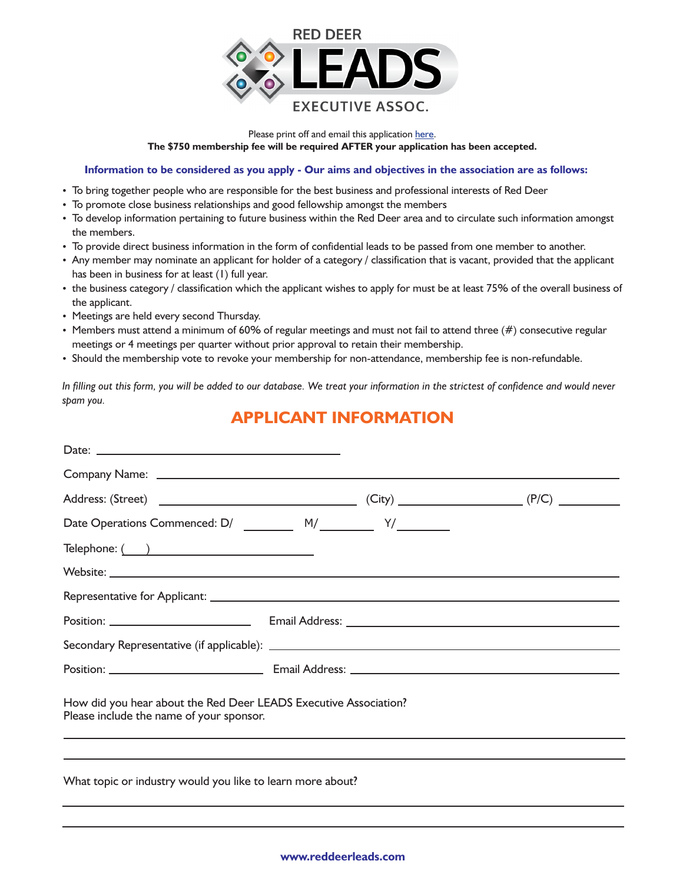RED DEER
# LEADS
EXECUTIVE ASSOC.

Please print off and email this application here.
**The $750 membership fee will be required AFTER your application has been accepted.**

**Information to be considered as you apply - Our aims and objectives in the association are as follows:**

- To bring together people who are responsible for the best business and professional interests of Red Deer
- To promote close business relationships and good fellowship amongst the members
- To develop information pertaining to future business within the Red Deer area and to circulate such information amongst the members.
- To provide direct business information in the form of confidential leads to be passed from one member to another.
- Any member may nominate an applicant for holder of a category / classification that is vacant, provided that the applicant has been in business for at least (1) full year.
- the business category / classification which the applicant wishes to apply for must be at least 75% of the overall business of the applicant.
- Meetings are held every second Thursday.
- Members must attend a minimum of 60% of regular meetings and must not fail to attend three (#) consecutive regular meetings or 4 meetings per quarter without prior approval to retain their membership.
- Should the membership vote to revoke your membership for non-attendance, membership fee is non-refundable.

*In filling out this form, you will be added to our database. We treat your information in the strictest of confidence and would never spam you.*

## APPLICANT INFORMATION

Date: ______________________________

Company Name: ______________________________

Address: (Street) ______________________________ (City) ____________________ (P/C) __________

Date Operations Commenced: D/ ________ M/ ________ Y/ ________

Telephone: ( ) ______________________________

Website: ______________________________

Representative for Applicant: ______________________________

Position: ______________________ Email Address: ______________________________

Secondary Representative (if applicable): ______________________________

Position: ______________________ Email Address: ______________________________

How did you hear about the Red Deer LEADS Executive Association?
Please include the name of your sponsor.

______________________________________________________________

______________________________________________________________

What topic or industry would you like to learn more about?

______________________________________________________________

______________________________________________________________

**www.reddeerleads.com**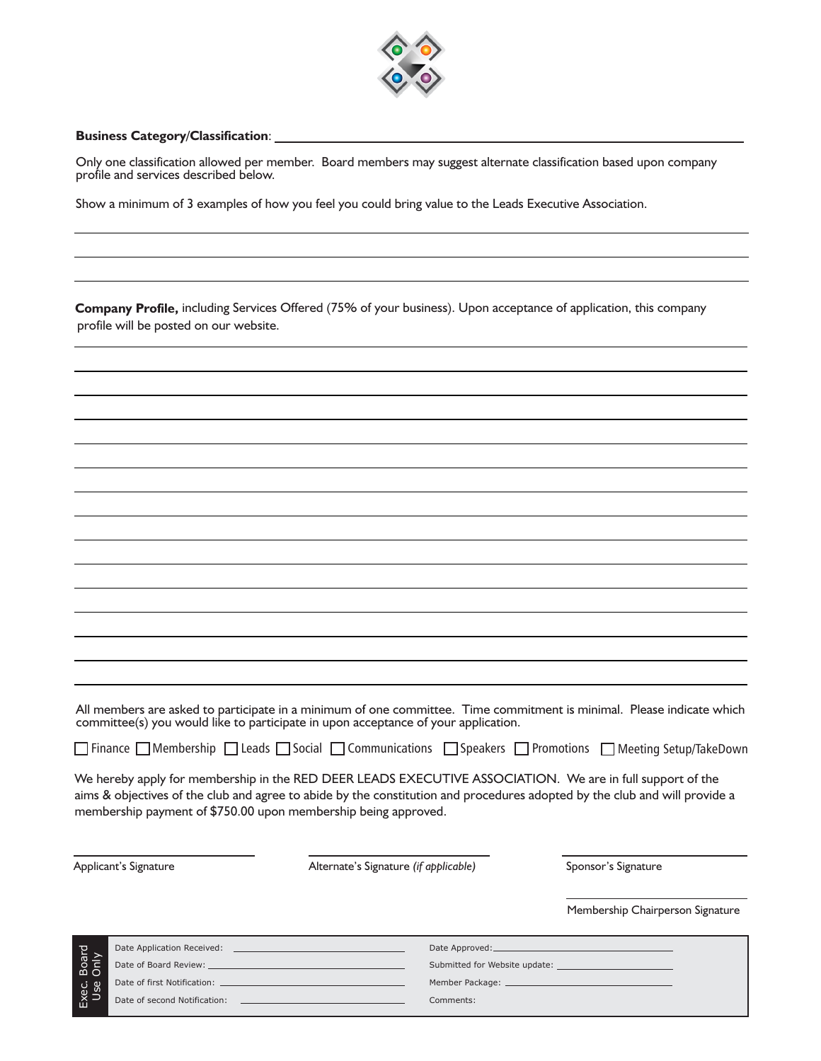**Business Category/Classification**: \_\_\_\_\_\_\_\_\_\_\_\_\_\_\_\_\_\_\_\_\_\_\_\_\_\_\_\_\_\_\_\_\_\_\_\_\_\_\_\_

Only one classification allowed per member. Board members may suggest alternate classification based upon company profile and services described below.

Show a minimum of 3 examples of how you feel you could bring value to the Leads Executive Association.

**Company Profile,** including Services Offered (75% of your business). Upon acceptance of application, this company profile will be posted on our website.

All members are asked to participate in a minimum of one committee. Time commitment is minimal. Please indicate which committee(s) you would like to participate in upon acceptance of your application.

☐ Finance ☐ Membership ☐ Leads ☐ Social ☐ Communications ☐ Speakers ☐ Promotions ☐ Meeting Setup/TakeDown

We hereby apply for membership in the RED DEER LEADS EXECUTIVE ASSOCIATION. We are in full support of the aims & objectives of the club and agree to abide by the constitution and procedures adopted by the club and will provide a membership payment of $750.00 upon membership being approved.

Applicant's Signature

Alternate's Signature *(if applicable)*

Sponsor's Signature

Membership Chairperson Signature

| Exec. Board Use Only | | |
|---|---|---|
| | Date Application Received: | Date Approved: |
| | Date of Board Review: | Submitted for Website update: |
| | Date of first Notification: | Member Package: |
| | Date of second Notification: | Comments: |